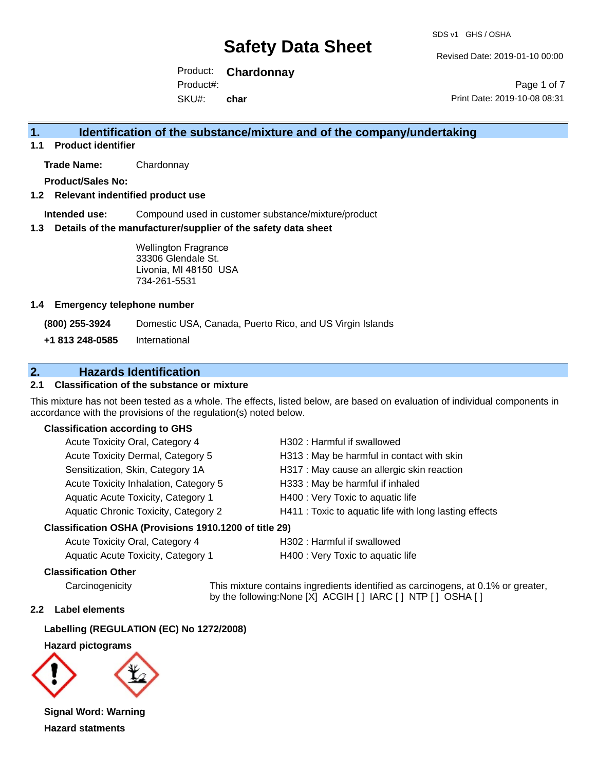# Safety Data Sheet

SDS v1 GHS / OSHA

Revised Date: 2019-01-10 00:00

Product: **Chardonnay**

Product#:

SKU#: **char**

Print Date: 2019-10-08 08:31

## 1. Identification of the substance/mixture and of the company/undertaking

### 1.1 Product identifier

**Trade Name:** Chardonnay

**Product/Sales No:**

### 1.2 Relevant identified product use

**Intended use:** Compound used in customer substance/mixture/product

### 1.3 Details of the manufacturer/supplier of the safety data sheet

Wellington Fragrance
33306 Glendale St.
Livonia, MI 48150 USA
734-261-5531

### 1.4 Emergency telephone number

| | |
|---|---|
| **(800) 255-3924** | Domestic USA, Canada, Puerto Rico, and US Virgin Islands |
| **+1 813 248-0585** | International |

## 2. Hazards Identification

### 2.1 Classification of the substance or mixture

This mixture has not been tested as a whole. The effects, listed below, are based on evaluation of individual components in accordance with the provisions of the regulation(s) noted below.

**Classification according to GHS**

| | |
|---|---|
| Acute Toxicity Oral, Category 4 | H302 : Harmful if swallowed |
| Acute Toxicity Dermal, Category 5 | H313 : May be harmful in contact with skin |
| Sensitization, Skin, Category 1A | H317 : May cause an allergic skin reaction |
| Acute Toxicity Inhalation, Category 5 | H333 : May be harmful if inhaled |
| Aquatic Acute Toxicity, Category 1 | H400 : Very Toxic to aquatic life |
| Aquatic Chronic Toxicity, Category 2 | H411 : Toxic to aquatic life with long lasting effects |

**Classification OSHA (Provisions 1910.1200 of title 29)**

| | |
|---|---|
| Acute Toxicity Oral, Category 4 | H302 : Harmful if swallowed |
| Aquatic Acute Toxicity, Category 1 | H400 : Very Toxic to aquatic life |

**Classification Other**

Carcinogenicity: This mixture contains ingredients identified as carcinogens, at 0.1% or greater, by the following:None [X] ACGIH [ ] IARC [ ] NTP [ ] OSHA [ ]

### 2.2 Label elements

**Labelling (REGULATION (EC) No 1272/2008)**

**Hazard pictograms**

**Signal Word: Warning**

**Hazard statments**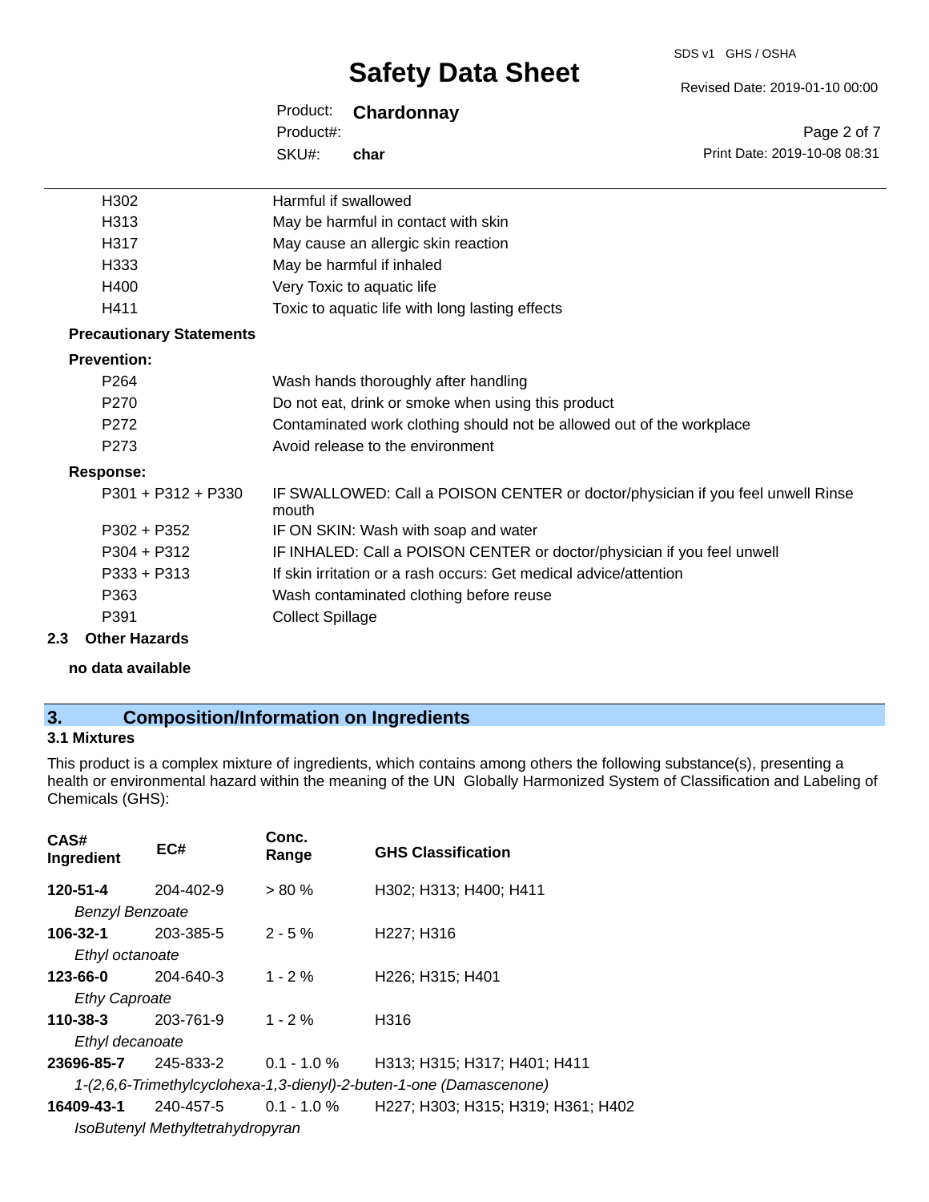| | |
|---|---|
| H302 | Harmful if swallowed |
| H313 | May be harmful in contact with skin |
| H317 | May cause an allergic skin reaction |
| H333 | May be harmful if inhaled |
| H400 | Very Toxic to aquatic life |
| H411 | Toxic to aquatic life with long lasting effects |

**Precautionary Statements**

**Prevention:**

| | |
|---|---|
| P264 | Wash hands thoroughly after handling |
| P270 | Do not eat, drink or smoke when using this product |
| P272 | Contaminated work clothing should not be allowed out of the workplace |
| P273 | Avoid release to the environment |

**Response:**

| | |
|---|---|
| P301 + P312 + P330 | IF SWALLOWED: Call a POISON CENTER or doctor/physician if you feel unwell Rinse mouth |
| P302 + P352 | IF ON SKIN: Wash with soap and water |
| P304 + P312 | IF INHALED: Call a POISON CENTER or doctor/physician if you feel unwell |
| P333 + P313 | If skin irritation or a rash occurs: Get medical advice/attention |
| P363 | Wash contaminated clothing before reuse |
| P391 | Collect Spillage |

### 2.3 Other Hazards

**no data available**

## 3. Composition/Information on Ingredients

### 3.1 Mixtures

This product is a complex mixture of ingredients, which contains among others the following substance(s), presenting a health or environmental hazard within the meaning of the UN Globally Harmonized System of Classification and Labeling of Chemicals (GHS):

| CAS# Ingredient | EC# | Conc. Range | GHS Classification |
|---|---|---|---|
| **120-51-4** *Benzyl Benzoate* | 204-402-9 | > 80 % | H302; H313; H400; H411 |
| **106-32-1** *Ethyl octanoate* | 203-385-5 | 2 - 5 % | H227; H316 |
| **123-66-0** *Ethy Caproate* | 204-640-3 | 1 - 2 % | H226; H315; H401 |
| **110-38-3** *Ethyl decanoate* | 203-761-9 | 1 - 2 % | H316 |
| **23696-85-7** *1-(2,6,6-Trimethylcyclohexa-1,3-dienyl)-2-buten-1-one (Damascenone)* | 245-833-2 | 0.1 - 1.0 % | H313; H315; H317; H401; H411 |
| **16409-43-1** *IsoButenyl Methyltetrahydropyran* | 240-457-5 | 0.1 - 1.0 % | H227; H303; H315; H319; H361; H402 |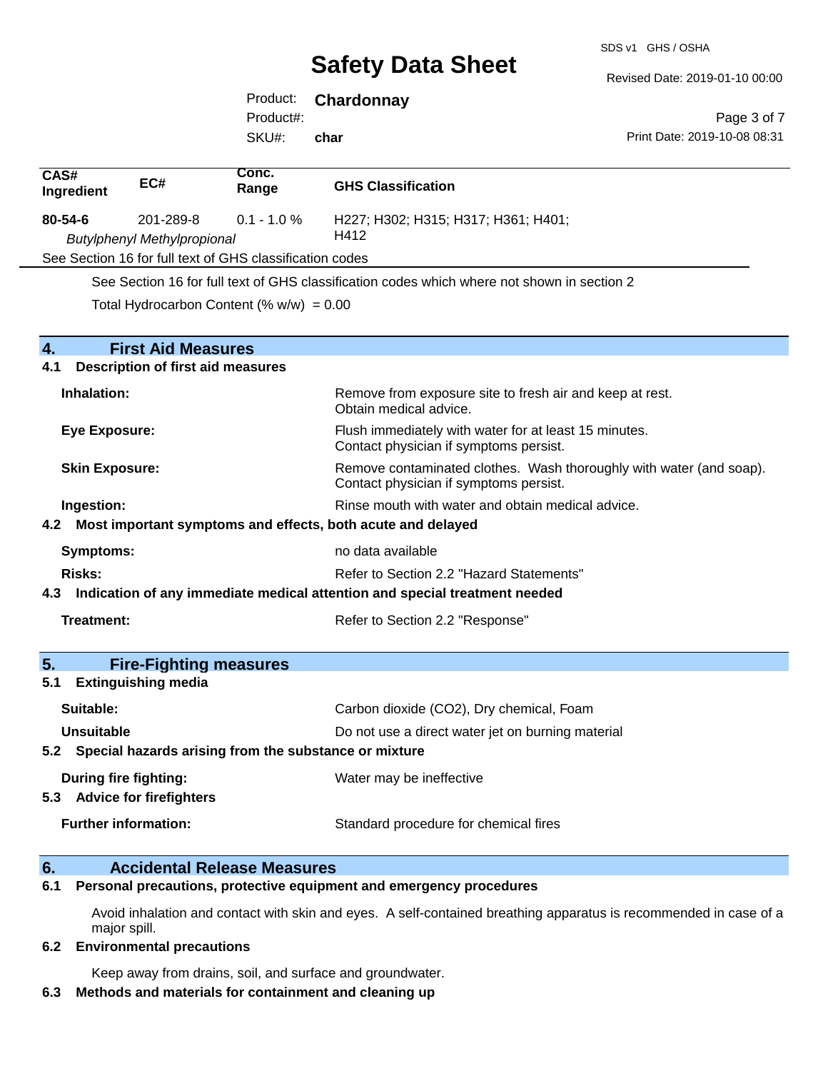| CAS# Ingredient | EC# | Conc. Range | GHS Classification |
|---|---|---|---|
| **80-54-6** *Butylphenyl Methylpropional* | 201-289-8 | 0.1 - 1.0 % | H227; H302; H315; H317; H361; H401; H412 |

See Section 16 for full text of GHS classification codes

See Section 16 for full text of GHS classification codes which where not shown in section 2

Total Hydrocarbon Content (% w/w) = 0.00

## 4. First Aid Measures

### 4.1 Description of first aid measures

**Inhalation:** Remove from exposure site to fresh air and keep at rest. Obtain medical advice.

**Eye Exposure:** Flush immediately with water for at least 15 minutes. Contact physician if symptoms persist.

**Skin Exposure:** Remove contaminated clothes. Wash thoroughly with water (and soap). Contact physician if symptoms persist.

**Ingestion:** Rinse mouth with water and obtain medical advice.

### 4.2 Most important symptoms and effects, both acute and delayed

**Symptoms:** no data available

**Risks:** Refer to Section 2.2 "Hazard Statements"

### 4.3 Indication of any immediate medical attention and special treatment needed

**Treatment:** Refer to Section 2.2 "Response"

## 5. Fire-Fighting measures

### 5.1 Extinguishing media

**Suitable:** Carbon dioxide ($CO_2$), Dry chemical, Foam

**Unsuitable** Do not use a direct water jet on burning material

### 5.2 Special hazards arising from the substance or mixture

**During fire fighting:** Water may be ineffective

### 5.3 Advice for firefighters

**Further information:** Standard procedure for chemical fires

## 6. Accidental Release Measures

### 6.1 Personal precautions, protective equipment and emergency procedures

Avoid inhalation and contact with skin and eyes. A self-contained breathing apparatus is recommended in case of a major spill.

### 6.2 Environmental precautions

Keep away from drains, soil, and surface and groundwater.

### 6.3 Methods and materials for containment and cleaning up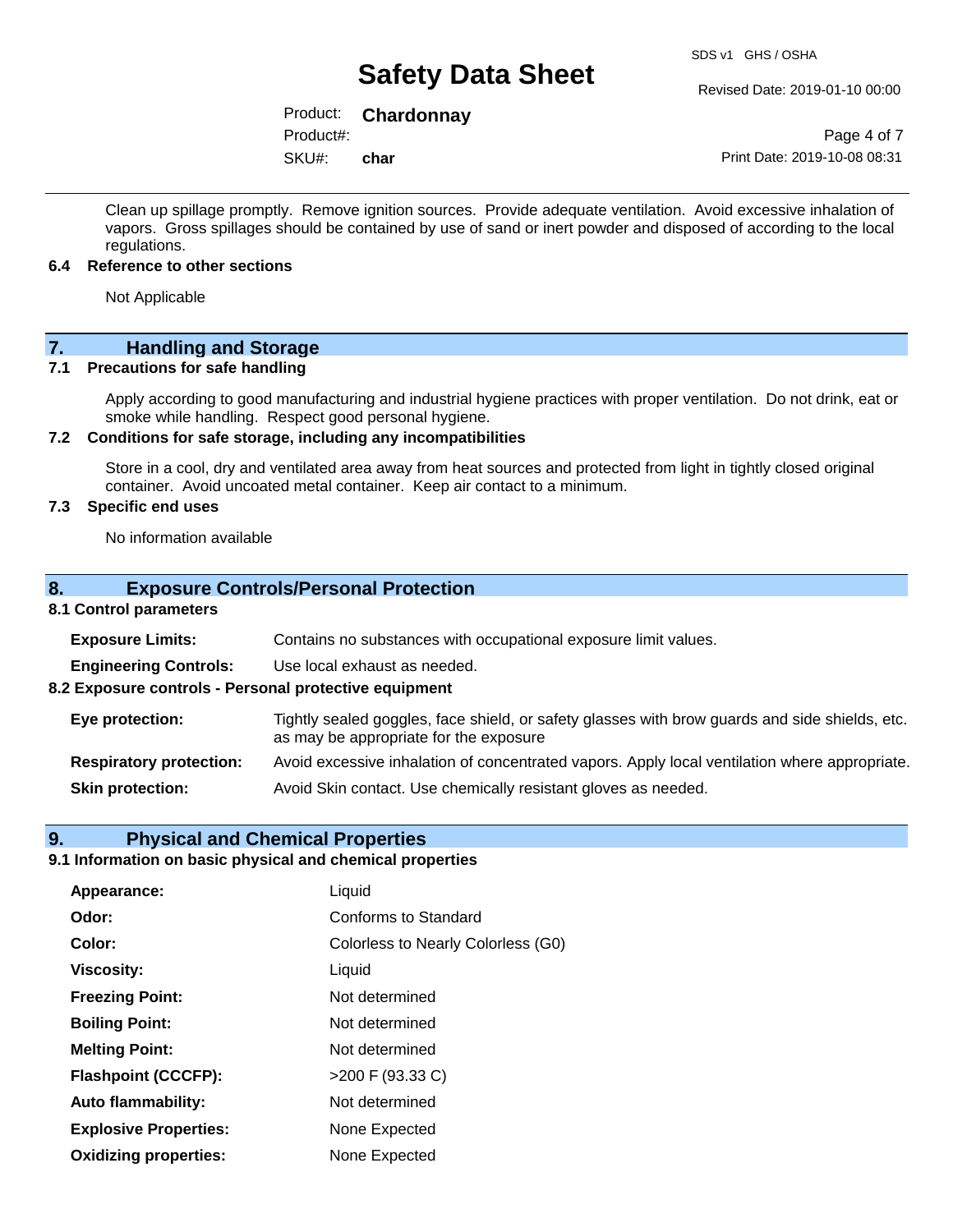Clean up spillage promptly. Remove ignition sources. Provide adequate ventilation. Avoid excessive inhalation of vapors. Gross spillages should be contained by use of sand or inert powder and disposed of according to the local regulations.

### 6.4 Reference to other sections

Not Applicable

## 7. Handling and Storage

### 7.1 Precautions for safe handling

Apply according to good manufacturing and industrial hygiene practices with proper ventilation. Do not drink, eat or smoke while handling. Respect good personal hygiene.

### 7.2 Conditions for safe storage, including any incompatibilities

Store in a cool, dry and ventilated area away from heat sources and protected from light in tightly closed original container. Avoid uncoated metal container. Keep air contact to a minimum.

### 7.3 Specific end uses

No information available

## 8. Exposure Controls/Personal Protection

### 8.1 Control parameters

| | |
|---|---|
| **Exposure Limits:** | Contains no substances with occupational exposure limit values. |
| **Engineering Controls:** | Use local exhaust as needed. |

### 8.2 Exposure controls - Personal protective equipment

| | |
|---|---|
| **Eye protection:** | Tightly sealed goggles, face shield, or safety glasses with brow guards and side shields, etc. as may be appropriate for the exposure |
| **Respiratory protection:** | Avoid excessive inhalation of concentrated vapors. Apply local ventilation where appropriate. |
| **Skin protection:** | Avoid Skin contact. Use chemically resistant gloves as needed. |

## 9. Physical and Chemical Properties

### 9.1 Information on basic physical and chemical properties

| | |
|---|---|
| **Appearance:** | Liquid |
| **Odor:** | Conforms to Standard |
| **Color:** | Colorless to Nearly Colorless (G0) |
| **Viscosity:** | Liquid |
| **Freezing Point:** | Not determined |
| **Boiling Point:** | Not determined |
| **Melting Point:** | Not determined |
| **Flashpoint (CCCFP):** | >200 F (93.33 C) |
| **Auto flammability:** | Not determined |
| **Explosive Properties:** | None Expected |
| **Oxidizing properties:** | None Expected |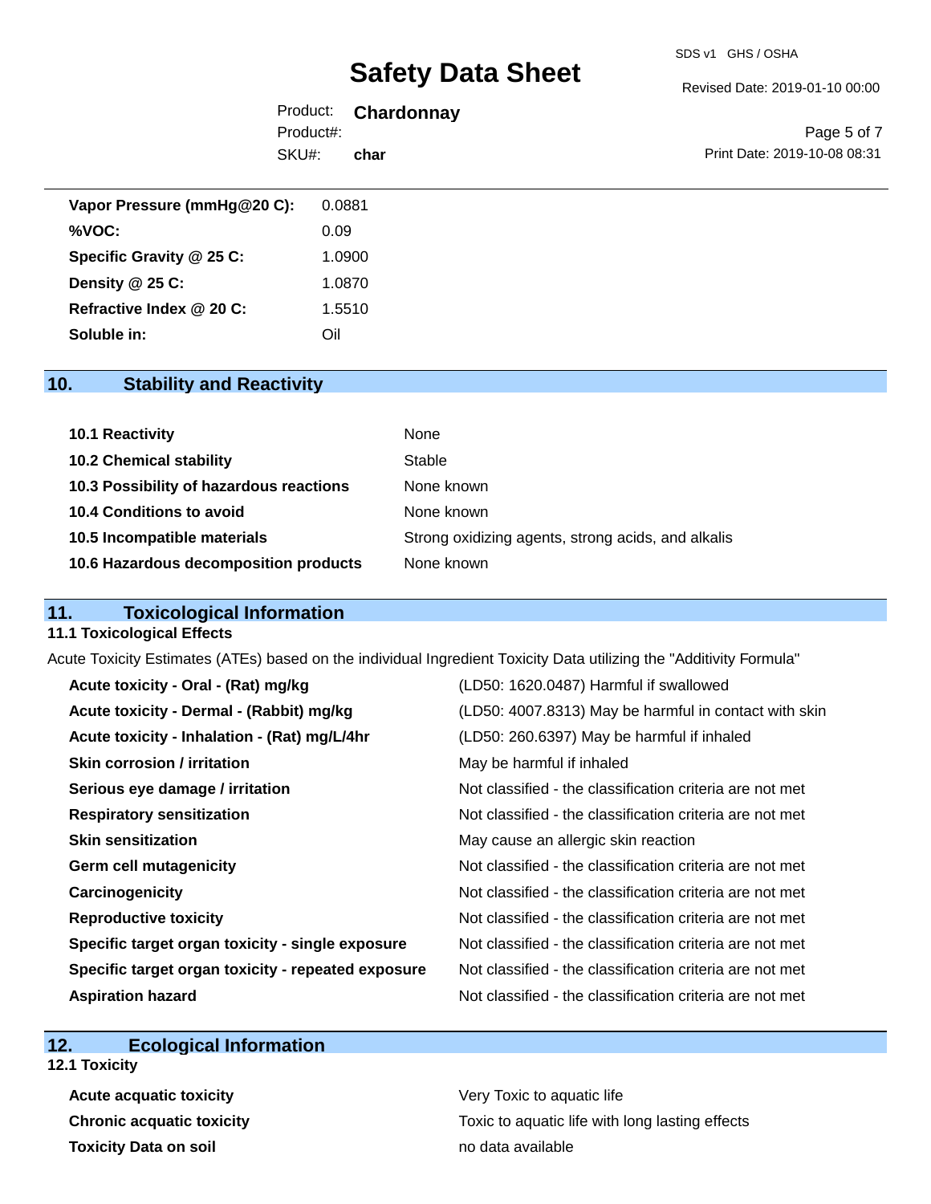| | |
|---|---|
| **Vapor Pressure (mmHg@20 C):** | 0.0881 |
| **%VOC:** | 0.09 |
| **Specific Gravity @ 25 C:** | 1.0900 |
| **Density @ 25 C:** | 1.0870 |
| **Refractive Index @ 20 C:** | 1.5510 |
| **Soluble in:** | Oil |

## 10. Stability and Reactivity

| | |
|---|---|
| **10.1 Reactivity** | None |
| **10.2 Chemical stability** | Stable |
| **10.3 Possibility of hazardous reactions** | None known |
| **10.4 Conditions to avoid** | None known |
| **10.5 Incompatible materials** | Strong oxidizing agents, strong acids, and alkalis |
| **10.6 Hazardous decomposition products** | None known |

## 11. Toxicological Information

### 11.1 Toxicological Effects

Acute Toxicity Estimates (ATEs) based on the individual Ingredient Toxicity Data utilizing the "Additivity Formula"

| | |
|---|---|
| **Acute toxicity - Oral - (Rat) mg/kg** | (LD50: 1620.0487) Harmful if swallowed |
| **Acute toxicity - Dermal - (Rabbit) mg/kg** | (LD50: 4007.8313) May be harmful in contact with skin |
| **Acute toxicity - Inhalation - (Rat) mg/L/4hr** | (LD50: 260.6397) May be harmful if inhaled |
| **Skin corrosion / irritation** | May be harmful if inhaled |
| **Serious eye damage / irritation** | Not classified - the classification criteria are not met |
| **Respiratory sensitization** | Not classified - the classification criteria are not met |
| **Skin sensitization** | May cause an allergic skin reaction |
| **Germ cell mutagenicity** | Not classified - the classification criteria are not met |
| **Carcinogenicity** | Not classified - the classification criteria are not met |
| **Reproductive toxicity** | Not classified - the classification criteria are not met |
| **Specific target organ toxicity - single exposure** | Not classified - the classification criteria are not met |
| **Specific target organ toxicity - repeated exposure** | Not classified - the classification criteria are not met |
| **Aspiration hazard** | Not classified - the classification criteria are not met |

## 12. Ecological Information

### 12.1 Toxicity

| | |
|---|---|
| **Acute acquatic toxicity** | Very Toxic to aquatic life |
| **Chronic acquatic toxicity** | Toxic to aquatic life with long lasting effects |
| **Toxicity Data on soil** | no data available |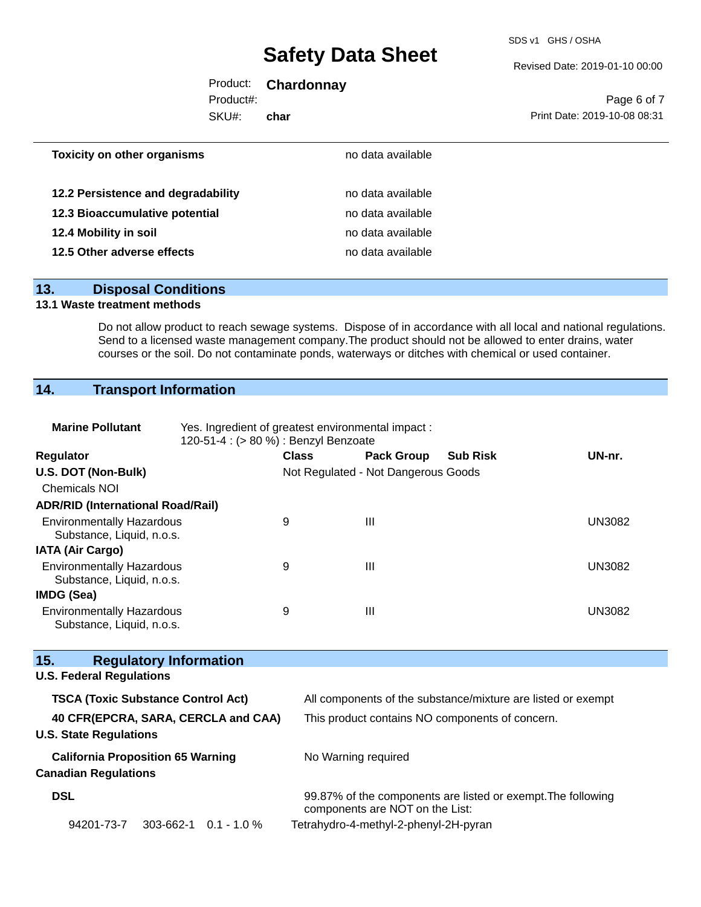| | |
|---|---|
| **Toxicity on other organisms** | no data available |
| **12.2 Persistence and degradability** | no data available |
| **12.3 Bioaccumulative potential** | no data available |
| **12.4 Mobility in soil** | no data available |
| **12.5 Other adverse effects** | no data available |

## 13. Disposal Conditions

**13.1 Waste treatment methods**

Do not allow product to reach sewage systems. Dispose of in accordance with all local and national regulations. Send to a licensed waste management company.The product should not be allowed to enter drains, water courses or the soil. Do not contaminate ponds, waterways or ditches with chemical or used container.

## 14. Transport Information

**Marine Pollutant** Yes. Ingredient of greatest environmental impact :
120-51-4 : (> 80 %) : Benzyl Benzoate

| Regulator | Class | Pack Group | Sub Risk | UN-nr. |
|---|---|---|---|---|
| **U.S. DOT (Non-Bulk)** | Not Regulated - Not Dangerous Goods | | | |
| Chemicals NOI | | | | |
| **ADR/RID (International Road/Rail)** | | | | |
| Environmentally Hazardous Substance, Liquid, n.o.s. | 9 | III | | UN3082 |
| **IATA (Air Cargo)** | | | | |
| Environmentally Hazardous Substance, Liquid, n.o.s. | 9 | III | | UN3082 |
| **IMDG (Sea)** | | | | |
| Environmentally Hazardous Substance, Liquid, n.o.s. | 9 | III | | UN3082 |

## 15. Regulatory Information

**U.S. Federal Regulations**

| | |
|---|---|
| **TSCA (Toxic Substance Control Act)** | All components of the substance/mixture are listed or exempt |
| **40 CFR(EPCRA, SARA, CERCLA and CAA)** | This product contains NO components of concern. |

**U.S. State Regulations**

| | |
|---|---|
| **California Proposition 65 Warning** | No Warning required |

**Canadian Regulations**

**DSL** 99.87% of the components are listed or exempt.The following components are NOT on the List:

| | | | |
|---|---|---|---|
| 94201-73-7 | 303-662-1 | 0.1 - 1.0 % | Tetrahydro-4-methyl-2-phenyl-2H-pyran |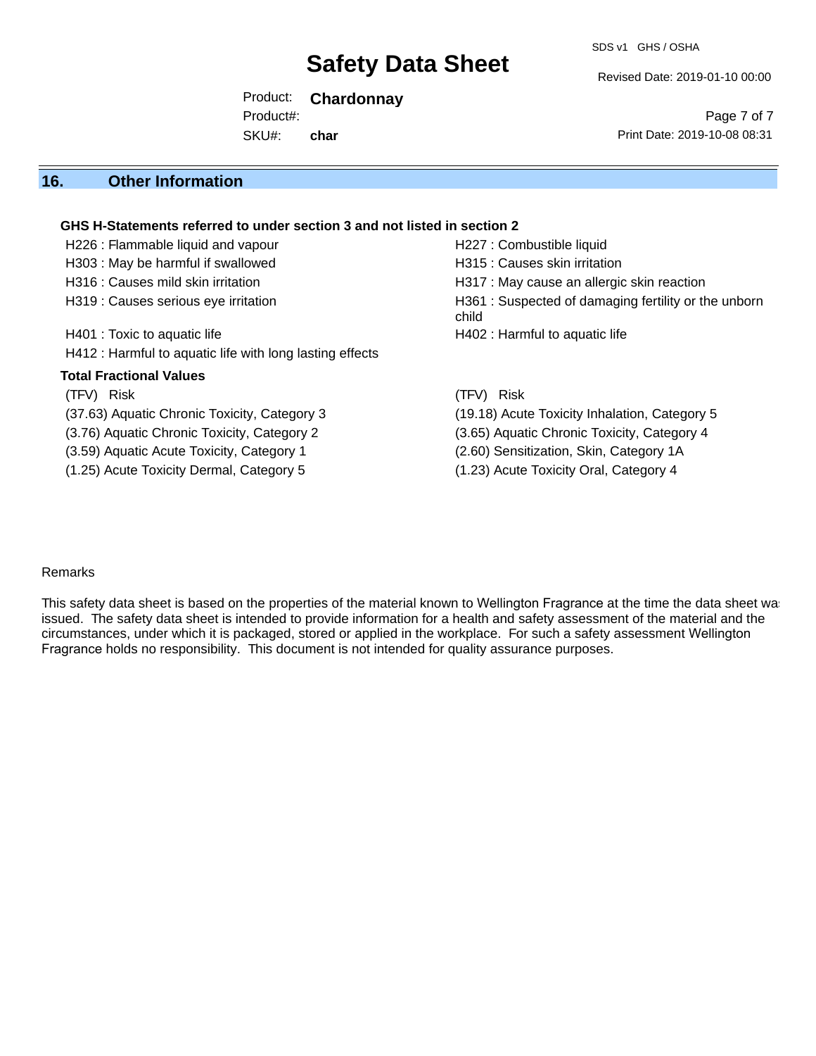## 16. Other Information

**GHS H-Statements referred to under section 3 and not listed in section 2**

H226 : Flammable liquid and vapour
H227 : Combustible liquid
H303 : May be harmful if swallowed
H315 : Causes skin irritation
H316 : Causes mild skin irritation
H317 : May cause an allergic skin reaction
H319 : Causes serious eye irritation
H361 : Suspected of damaging fertility or the unborn child
H401 : Toxic to aquatic life
H402 : Harmful to aquatic life
H412 : Harmful to aquatic life with long lasting effects

**Total Fractional Values**

| (TFV) Risk | (TFV) Risk |
|---|---|
| (37.63) Aquatic Chronic Toxicity, Category 3 | (19.18) Acute Toxicity Inhalation, Category 5 |
| (3.76) Aquatic Chronic Toxicity, Category 2 | (3.65) Aquatic Chronic Toxicity, Category 4 |
| (3.59) Aquatic Acute Toxicity, Category 1 | (2.60) Sensitization, Skin, Category 1A |
| (1.25) Acute Toxicity Dermal, Category 5 | (1.23) Acute Toxicity Oral, Category 4 |

Remarks

This safety data sheet is based on the properties of the material known to Wellington Fragrance at the time the data sheet was issued. The safety data sheet is intended to provide information for a health and safety assessment of the material and the circumstances, under which it is packaged, stored or applied in the workplace. For such a safety assessment Wellington Fragrance holds no responsibility. This document is not intended for quality assurance purposes.